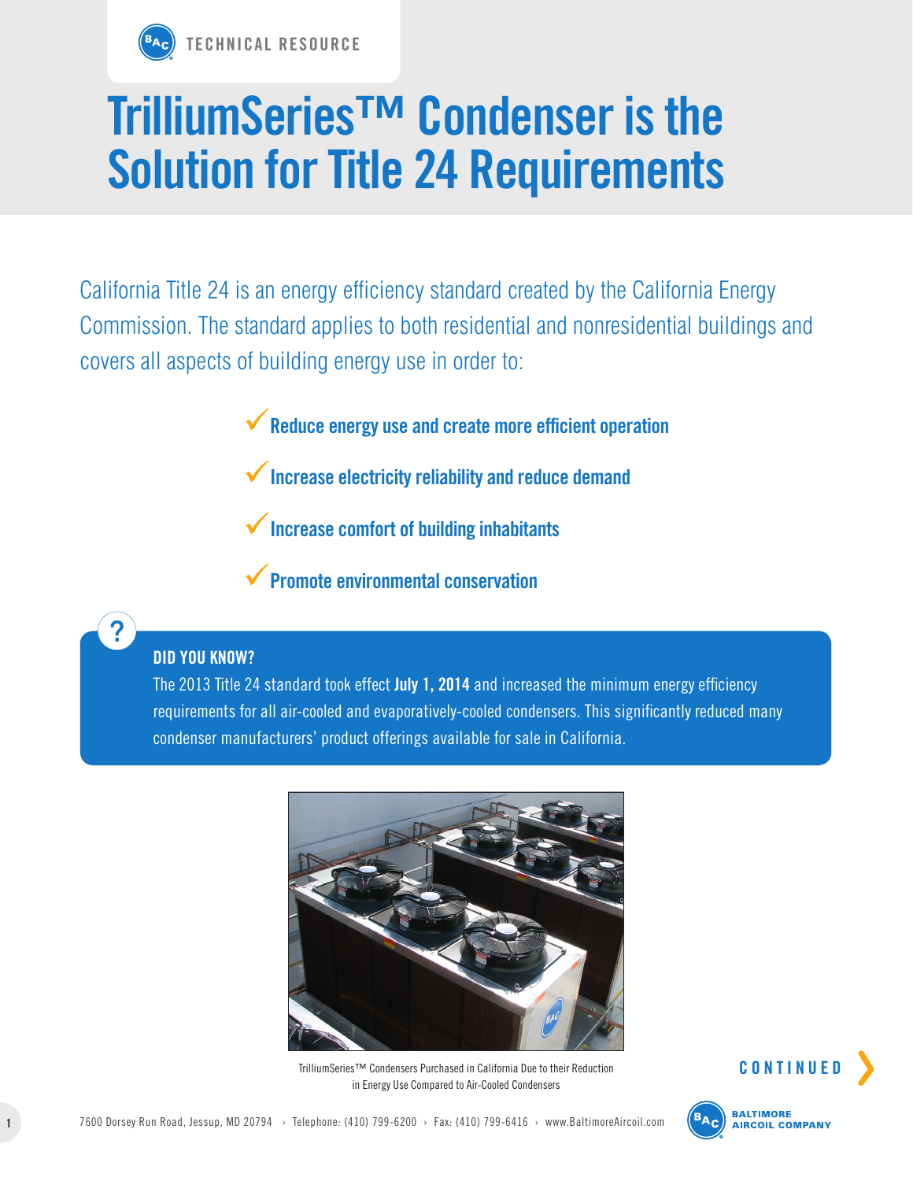TECHNICAL RESOURCE

# TrilliumSeries™ Condenser is the Solution for Title 24 Requirements

California Title 24 is an energy efficiency standard created by the California Energy Commission. The standard applies to both residential and nonresidential buildings and covers all aspects of building energy use in order to:

- ✓ **Reduce energy use and create more efficient operation**
- ✓ **Increase electricity reliability and reduce demand**
- ✓ **Increase comfort of building inhabitants**
- ✓ **Promote environmental conservation**

> **DID YOU KNOW?**
>
> The 2013 Title 24 standard took effect **July 1, 2014** and increased the minimum energy efficiency requirements for all air-cooled and evaporatively-cooled condensers. This significantly reduced many condenser manufacturers' product offerings available for sale in California.

TrilliumSeries™ Condensers Purchased in California Due to their Reduction in Energy Use Compared to Air-Cooled Condensers

CONTINUED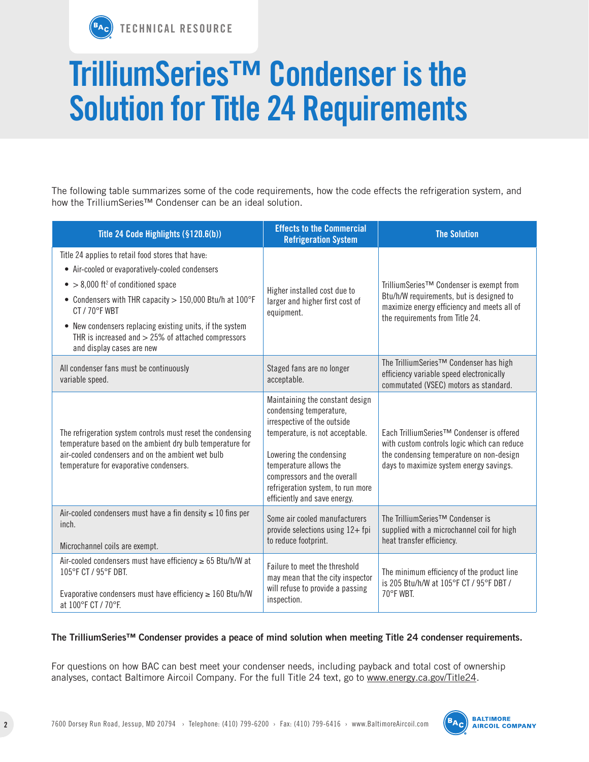TECHNICAL RESOURCE

# TrilliumSeries™ Condenser is the Solution for Title 24 Requirements

The following table summarizes some of the code requirements, how the code effects the refrigeration system, and how the TrilliumSeries™ Condenser can be an ideal solution.

| Title 24 Code Highlights (§120.6(b)) | Effects to the Commercial Refrigeration System | The Solution |
|---|---|---|
| Title 24 applies to retail food stores that have:<br>• Air-cooled or evaporatively-cooled condensers<br>• > 8,000 ft$^2$ of conditioned space<br>• Condensers with THR capacity > 150,000 Btu/h at 100°F CT / 70°F WBT<br>• New condensers replacing existing units, if the system THR is increased and > 25% of attached compressors and display cases are new | Higher installed cost due to larger and higher first cost of equipment. | TrilliumSeries™ Condenser is exempt from Btu/h/W requirements, but is designed to maximize energy efficiency and meets all of the requirements from Title 24. |
| All condenser fans must be continuously variable speed. | Staged fans are no longer acceptable. | The TrilliumSeries™ Condenser has high efficiency variable speed electronically commutated (VSEC) motors as standard. |
| The refrigeration system controls must reset the condensing temperature based on the ambient dry bulb temperature for air-cooled condensers and on the ambient wet bulb temperature for evaporative condensers. | Maintaining the constant design condensing temperature, irrespective of the outside temperature, is not acceptable.<br><br>Lowering the condensing temperature allows the compressors and the overall refrigeration system, to run more efficiently and save energy. | Each TrilliumSeries™ Condenser is offered with custom controls logic which can reduce the condensing temperature on non-design days to maximize system energy savings. |
| Air-cooled condensers must have a fin density ≤ 10 fins per inch.<br><br>Microchannel coils are exempt. | Some air cooled manufacturers provide selections using 12+ fpi to reduce footprint. | The TrilliumSeries™ Condenser is supplied with a microchannel coil for high heat transfer efficiency. |
| Air-cooled condensers must have efficiency ≥ 65 Btu/h/W at 105°F CT / 95°F DBT.<br><br>Evaporative condensers must have efficiency ≥ 160 Btu/h/W at 100°F CT / 70°F. | Failure to meet the threshold may mean that the city inspector will refuse to provide a passing inspection. | The minimum efficiency of the product line is 205 Btu/h/W at 105°F CT / 95°F DBT / 70°F WBT. |

**The TrilliumSeries™ Condenser provides a peace of mind solution when meeting Title 24 condenser requirements.**

For questions on how BAC can best meet your condenser needs, including payback and total cost of ownership analyses, contact Baltimore Aircoil Company. For the full Title 24 text, go to www.energy.ca.gov/Title24.

7600 Dorsey Run Road, Jessup, MD 20794 › Telephone: (410) 799-6200 › Fax: (410) 799-6416 › www.BaltimoreAircoil.com

BALTIMORE AIRCOIL COMPANY